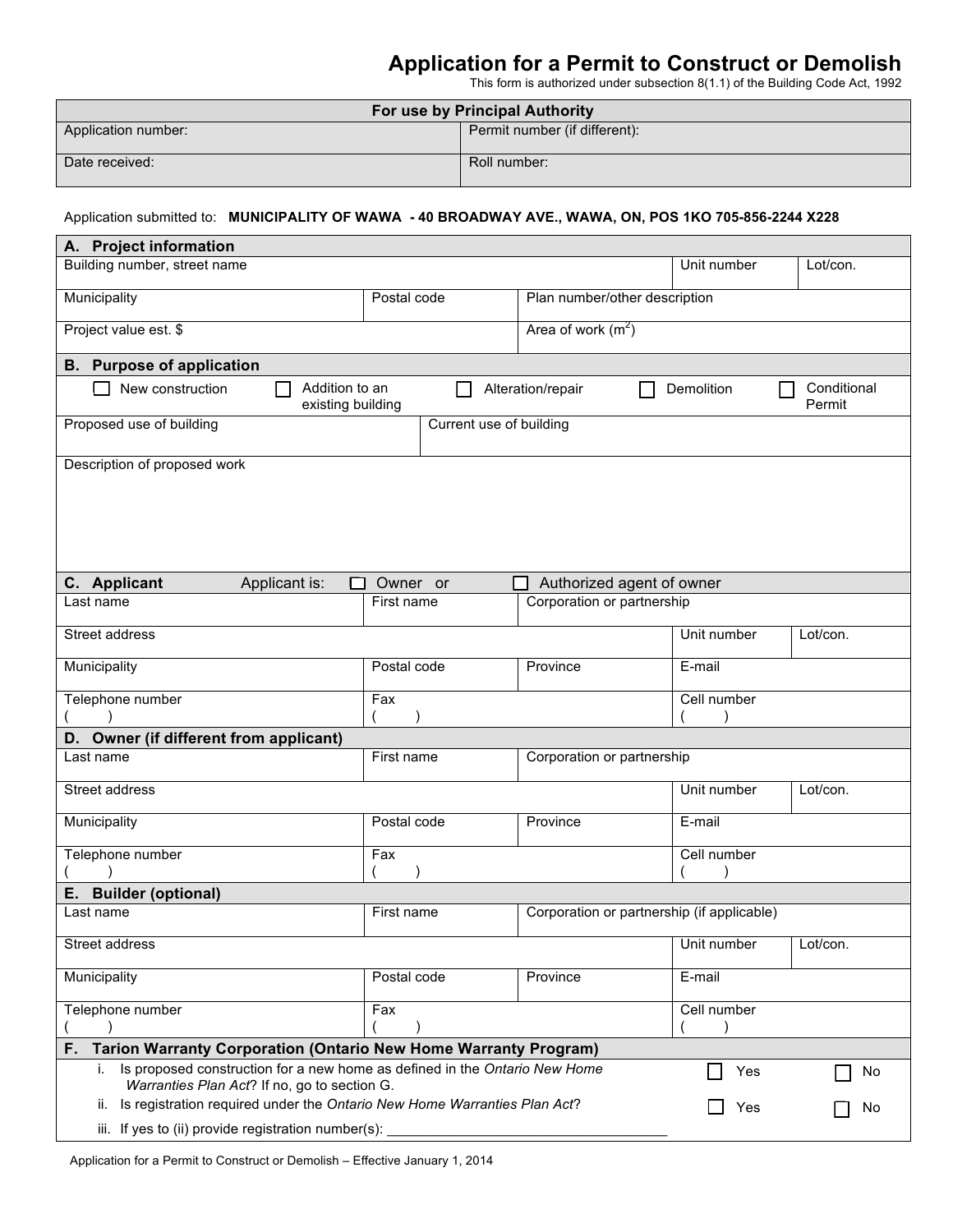# Application for a Permit to Construct or Demolish

This form is authorized under subsection 8(1.1) of the Building Code Act, 1992

| For use by Principal Authority | |
|---|---|
| Application number: | Permit number (if different): |
| Date received: | Roll number: |

Application submitted to: **MUNICIPALITY OF WAWA - 40 BROADWAY AVE., WAWA, ON, POS 1KO 705-856-2244 X228**

## A. Project information

| Building number, street name | | Unit number | Lot/con. |
|---|---|---|---|
| Municipality | Postal code | Plan number/other description | |
| Project value est. $ | | Area of work ($m^2$) | |

## B. Purpose of application

☐ New construction ☐ Addition to an existing building ☐ Alteration/repair ☐ Demolition ☐ Conditional Permit

| Proposed use of building | Current use of building |
|---|---|

Description of proposed work

## C. Applicant

Applicant is: ☐ Owner or ☐ Authorized agent of owner

| Last name | First name | Corporation or partnership | |
|---|---|---|---|
| Street address | | Unit number | Lot/con. |
| Municipality | Postal code | Province | E-mail |
| Telephone number ( ) | Fax ( ) | | Cell number ( ) |

## D. Owner (if different from applicant)

| Last name | First name | Corporation or partnership | |
|---|---|---|---|
| Street address | | Unit number | Lot/con. |
| Municipality | Postal code | Province | E-mail |
| Telephone number ( ) | Fax ( ) | | Cell number ( ) |

## E. Builder (optional)

| Last name | First name | Corporation or partnership (if applicable) | |
|---|---|---|---|
| Street address | | Unit number | Lot/con. |
| Municipality | Postal code | Province | E-mail |
| Telephone number ( ) | Fax ( ) | | Cell number ( ) |

## F. Tarion Warranty Corporation (Ontario New Home Warranty Program)

i. Is proposed construction for a new home as defined in the *Ontario New Home Warranties Plan Act*? If no, go to section G. ☐ Yes ☐ No

ii. Is registration required under the *Ontario New Home Warranties Plan Act*? ☐ Yes ☐ No

iii. If yes to (ii) provide registration number(s): ____________________________________

Application for a Permit to Construct or Demolish – Effective January 1, 2014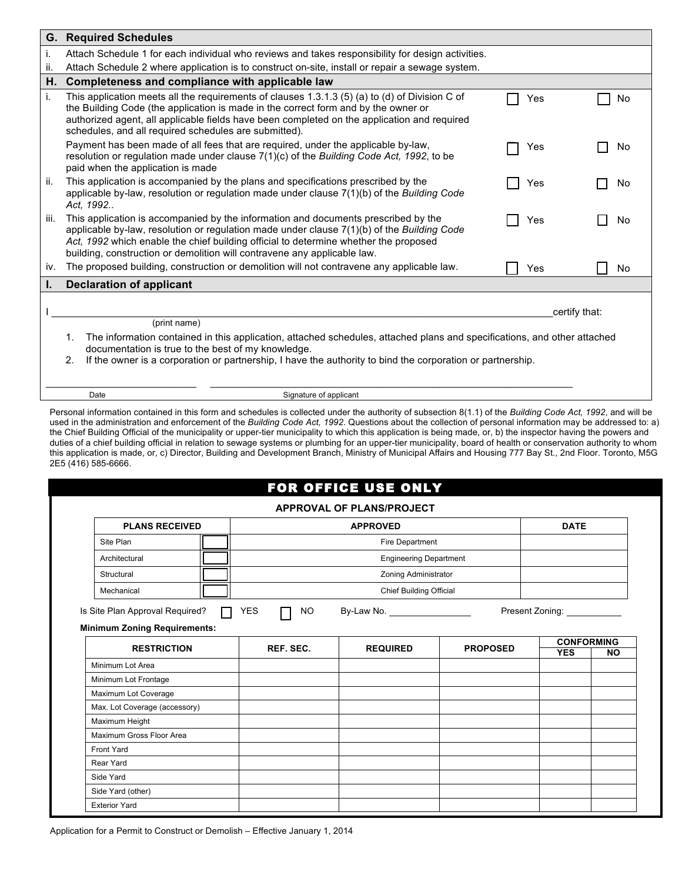## G. Required Schedules

i. Attach Schedule 1 for each individual who reviews and takes responsibility for design activities.

ii. Attach Schedule 2 where application is to construct on-site, install or repair a sewage system.

## H. Completeness and compliance with applicable law

| | | | |
|---|---|---|---|
| i. | This application meets all the requirements of clauses 1.3.1.3 (5) (a) to (d) of Division C of the Building Code (the application is made in the correct form and by the owner or authorized agent, all applicable fields have been completed on the application and required schedules, and all required schedules are submitted). | ☐ Yes | ☐ No |
| | Payment has been made of all fees that are required, under the applicable by-law, resolution or regulation made under clause 7(1)(c) of the *Building Code Act, 1992*, to be paid when the application is made | ☐ Yes | ☐ No |
| ii. | This application is accompanied by the plans and specifications prescribed by the applicable by-law, resolution or regulation made under clause 7(1)(b) of the *Building Code Act, 1992*.. | ☐ Yes | ☐ No |
| iii. | This application is accompanied by the information and documents prescribed by the applicable by-law, resolution or regulation made under clause 7(1)(b) of the *Building Code Act, 1992* which enable the chief building official to determine whether the proposed building, construction or demolition will contravene any applicable law. | ☐ Yes | ☐ No |
| iv. | The proposed building, construction or demolition will not contravene any applicable law. | ☐ Yes | ☐ No |

## I. Declaration of applicant

I ______________________________________________ certify that:
(print name)

1. The information contained in this application, attached schedules, attached plans and specifications, and other attached documentation is true to the best of my knowledge.
2. If the owner is a corporation or partnership, I have the authority to bind the corporation or partnership.

____________________ Date

______________________________ Signature of applicant

Personal information contained in this form and schedules is collected under the authority of subsection 8(1.1) of the *Building Code Act, 1992*, and will be used in the administration and enforcement of the *Building Code Act, 1992*. Questions about the collection of personal information may be addressed to: a) the Chief Building Official of the municipality or upper-tier municipality to which this application is being made, or, b) the inspector having the powers and duties of a chief building official in relation to sewage systems or plumbing for an upper-tier municipality, board of health or conservation authority to whom this application is made, or, c) Director, Building and Development Branch, Ministry of Municipal Affairs and Housing 777 Bay St., 2nd Floor. Toronto, M5G 2E5 (416) 585-6666.

## FOR OFFICE USE ONLY

### APPROVAL OF PLANS/PROJECT

| PLANS RECEIVED | | APPROVED | DATE |
|---|---|---|---|
| Site Plan | ☐ | Fire Department | |
| Architectural | ☐ | Engineering Department | |
| Structural | ☐ | Zoning Administrator | |
| Mechanical | ☐ | Chief Building Official | |

Is Site Plan Approval Required? ☐ YES ☐ NO By-Law No. ____________ Present Zoning: __________

**Minimum Zoning Requirements:**

| RESTRICTION | REF. SEC. | REQUIRED | PROPOSED | CONFORMING | |
|---|---|---|---|---|---|
| | | | | YES | NO |
| Minimum Lot Area | | | | | |
| Minimum Lot Frontage | | | | | |
| Maximum Lot Coverage | | | | | |
| Max. Lot Coverage (accessory) | | | | | |
| Maximum Height | | | | | |
| Maximum Gross Floor Area | | | | | |
| Front Yard | | | | | |
| Rear Yard | | | | | |
| Side Yard | | | | | |
| Side Yard (other) | | | | | |
| Exterior Yard | | | | | |

Application for a Permit to Construct or Demolish – Effective January 1, 2014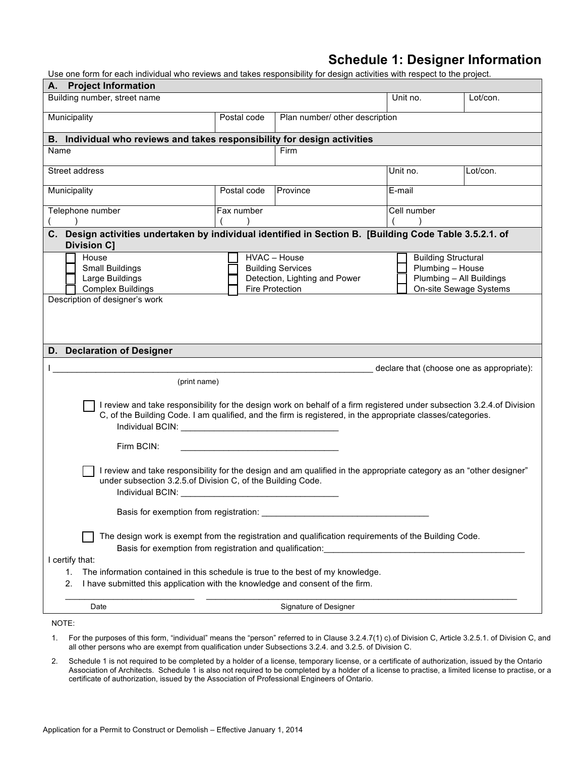# Schedule 1: Designer Information

Use one form for each individual who reviews and takes responsibility for design activities with respect to the project.

## A. Project Information

| Building number, street name | | Unit no. | Lot/con. |
| --- | --- | --- | --- |
| | | | |

| Municipality | Postal code | Plan number/ other description |
| --- | --- | --- |
| | | |

## B. Individual who reviews and takes responsibility for design activities

| Name | Firm |
| --- | --- |
| | |

| Street address | Unit no. | Lot/con. |
| --- | --- | --- |
| | | |

| Municipality | Postal code | Province | E-mail |
| --- | --- | --- | --- |
| | | | |

| Telephone number | Fax number | Cell number |
| --- | --- | --- |
| ( ) | ( ) | ( ) |

## C. Design activities undertaken by individual identified in Section B. [Building Code Table 3.5.2.1. of Division C]

| | | |
| --- | --- | --- |
| ☐ House | ☐ HVAC – House | ☐ Building Structural |
| ☐ Small Buildings | ☐ Building Services | ☐ Plumbing – House |
| ☐ Large Buildings | ☐ Detection, Lighting and Power | ☐ Plumbing – All Buildings |
| ☐ Complex Buildings | ☐ Fire Protection | ☐ On-site Sewage Systems |

Description of designer's work

## D. Declaration of Designer

I ______________________________________________________________ declare that (choose one as appropriate):

(print name)

☐ I review and take responsibility for the design work on behalf of a firm registered under subsection 3.2.4.of Division C, of the Building Code. I am qualified, and the firm is registered, in the appropriate classes/categories.

Individual BCIN: _________________________________

Firm BCIN: _________________________________

☐ I review and take responsibility for the design and am qualified in the appropriate category as an "other designer" under subsection 3.2.5.of Division C, of the Building Code.

Individual BCIN: _________________________________

Basis for exemption from registration: ___________________________________

☐ The design work is exempt from the registration and qualification requirements of the Building Code.

Basis for exemption from registration and qualification:__________________________________________

I certify that:

1. The information contained in this schedule is true to the best of my knowledge.
2. I have submitted this application with the knowledge and consent of the firm.

___________________________ ________________________________________________________________

Date Signature of Designer

NOTE:

1. For the purposes of this form, "individual" means the "person" referred to in Clause 3.2.4.7(1) c).of Division C, Article 3.2.5.1. of Division C, and all other persons who are exempt from qualification under Subsections 3.2.4. and 3.2.5. of Division C.
2. Schedule 1 is not required to be completed by a holder of a license, temporary license, or a certificate of authorization, issued by the Ontario Association of Architects. Schedule 1 is also not required to be completed by a holder of a license to practise, a limited license to practise, or a certificate of authorization, issued by the Association of Professional Engineers of Ontario.

Application for a Permit to Construct or Demolish – Effective January 1, 2014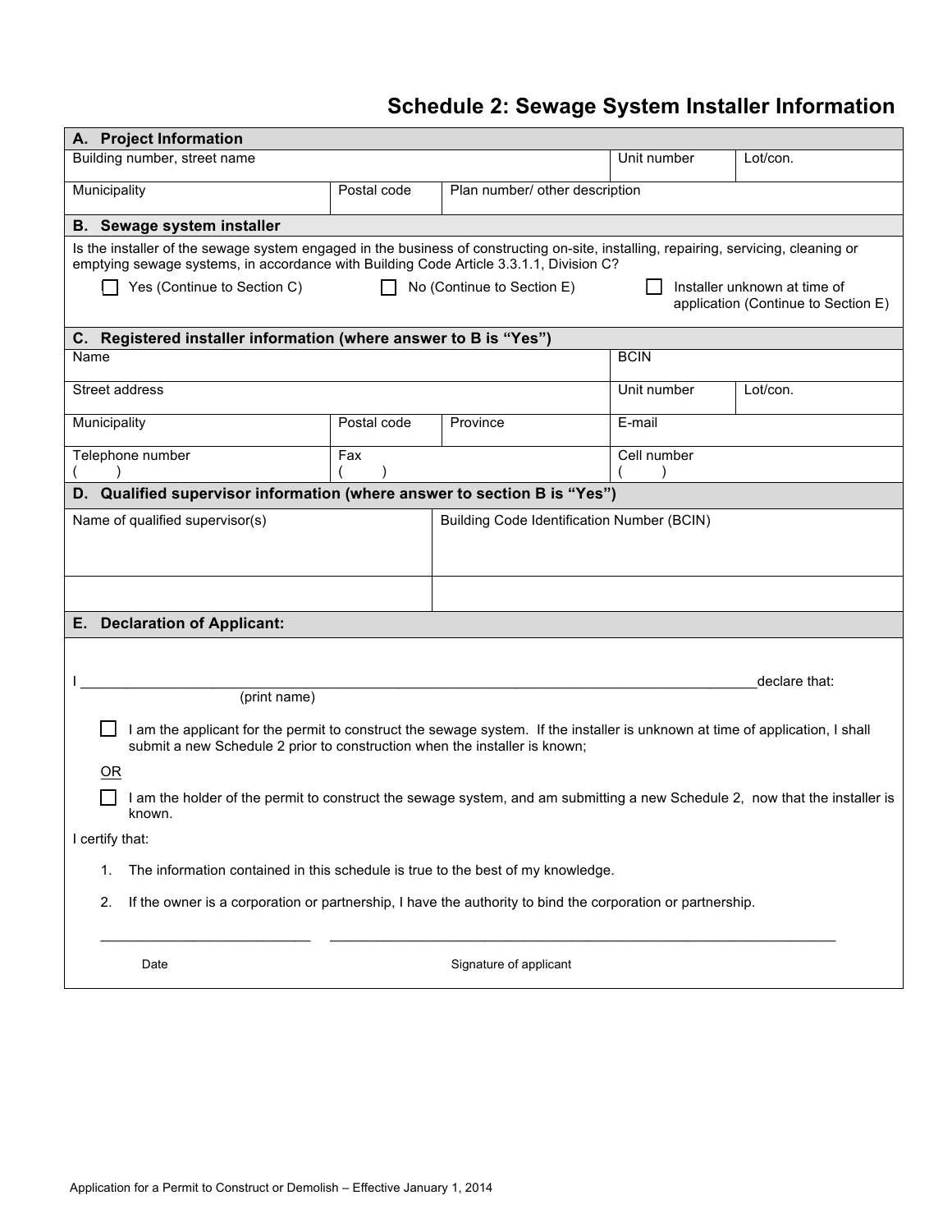# Schedule 2: Sewage System Installer Information

## A. Project Information

| Building number, street name | | | Unit number | Lot/con. |
|---|---|---|---|---|
| **Municipality** | **Postal code** | **Plan number/ other description** | | |

## B. Sewage system installer

Is the installer of the sewage system engaged in the business of constructing on-site, installing, repairing, servicing, cleaning or emptying sewage systems, in accordance with Building Code Article 3.3.1.1, Division C?

☐ Yes (Continue to Section C) ☐ No (Continue to Section E) ☐ Installer unknown at time of application (Continue to Section E)

## C. Registered installer information (where answer to B is "Yes")

| Name | | | BCIN | |
|---|---|---|---|---|
| Street address | | | Unit number | Lot/con. |
| Municipality | Postal code | Province | E-mail | |
| Telephone number ( ) | Fax ( ) | | Cell number ( ) | |

## D. Qualified supervisor information (where answer to section B is "Yes")

| Name of qualified supervisor(s) | Building Code Identification Number (BCIN) |
|---|---|
| | |

## E. Declaration of Applicant:

I ____________________________________________ declare that:
(print name)

☐ I am the applicant for the permit to construct the sewage system. If the installer is unknown at time of application, I shall submit a new Schedule 2 prior to construction when the installer is known;

OR

☐ I am the holder of the permit to construct the sewage system, and am submitting a new Schedule 2, now that the installer is known.

I certify that:

1. The information contained in this schedule is true to the best of my knowledge.
2. If the owner is a corporation or partnership, I have the authority to bind the corporation or partnership.

______________________ ____________________________________

Date Signature of applicant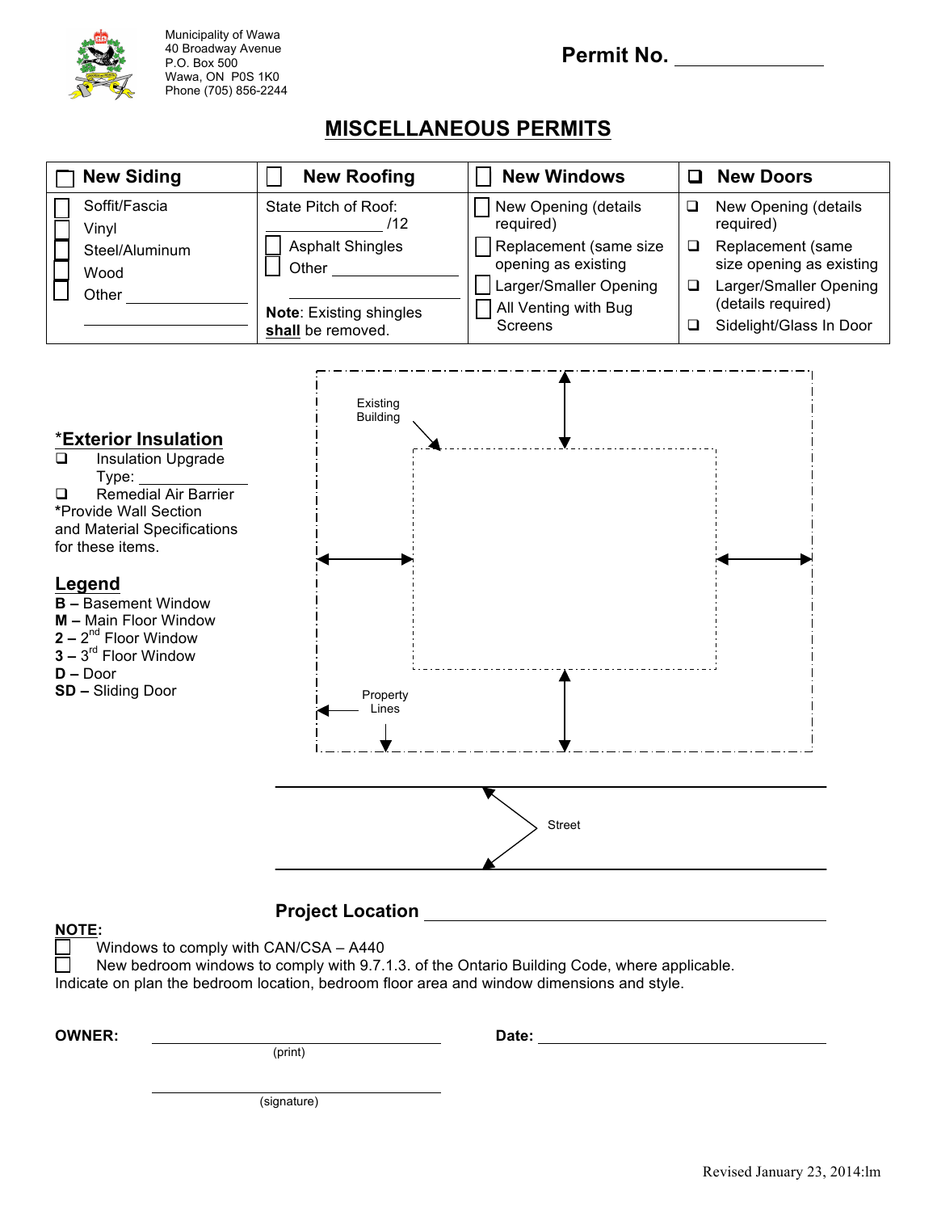Municipality of Wawa
40 Broadway Avenue
P.O. Box 500
Wawa, ON P0S 1K0
Phone (705) 856-2244

**Permit No.** ______________

# MISCELLANEOUS PERMITS

| ☐ New Siding | ☐ New Roofing | ☐ New Windows | ☐ New Doors |
|---|---|---|---|
| ☐ Soffit/Fascia<br>☐ Vinyl<br>☐ Steel/Aluminum<br>☐ Wood<br>☐ Other ____________<br>____________ | State Pitch of Roof:<br>____________ /12<br>☐ Asphalt Shingles<br>☐ Other ____________<br>____________<br>**Note**: Existing shingles **shall** be removed. | ☐ New Opening (details required)<br>☐ Replacement (same size opening as existing<br>☐ Larger/Smaller Opening<br>☐ All Venting with Bug Screens | ☐ New Opening (details required)<br>☐ Replacement (same size opening as existing<br>☐ Larger/Smaller Opening (details required)<br>☐ Sidelight/Glass In Door |

## *Exterior Insulation

☐ Insulation Upgrade
Type: ____________
☐ Remedial Air Barrier
*Provide Wall Section and Material Specifications for these items.

## Legend

**B –** Basement Window
**M –** Main Floor Window
**2 –** 2nd Floor Window
**3 –** 3rd Floor Window
**D –** Door
**SD –** Sliding Door

Existing Building

Property Lines

Street

**Project Location** ________________________________________

**NOTE**:
☐ Windows to comply with CAN/CSA – A440
☐ New bedroom windows to comply with 9.7.1.3. of the Ontario Building Code, where applicable.
Indicate on plan the bedroom location, bedroom floor area and window dimensions and style.

**OWNER:** ______________________________ **Date:** ______________________________
(print)

______________________________
(signature)

Revised January 23, 2014:lm